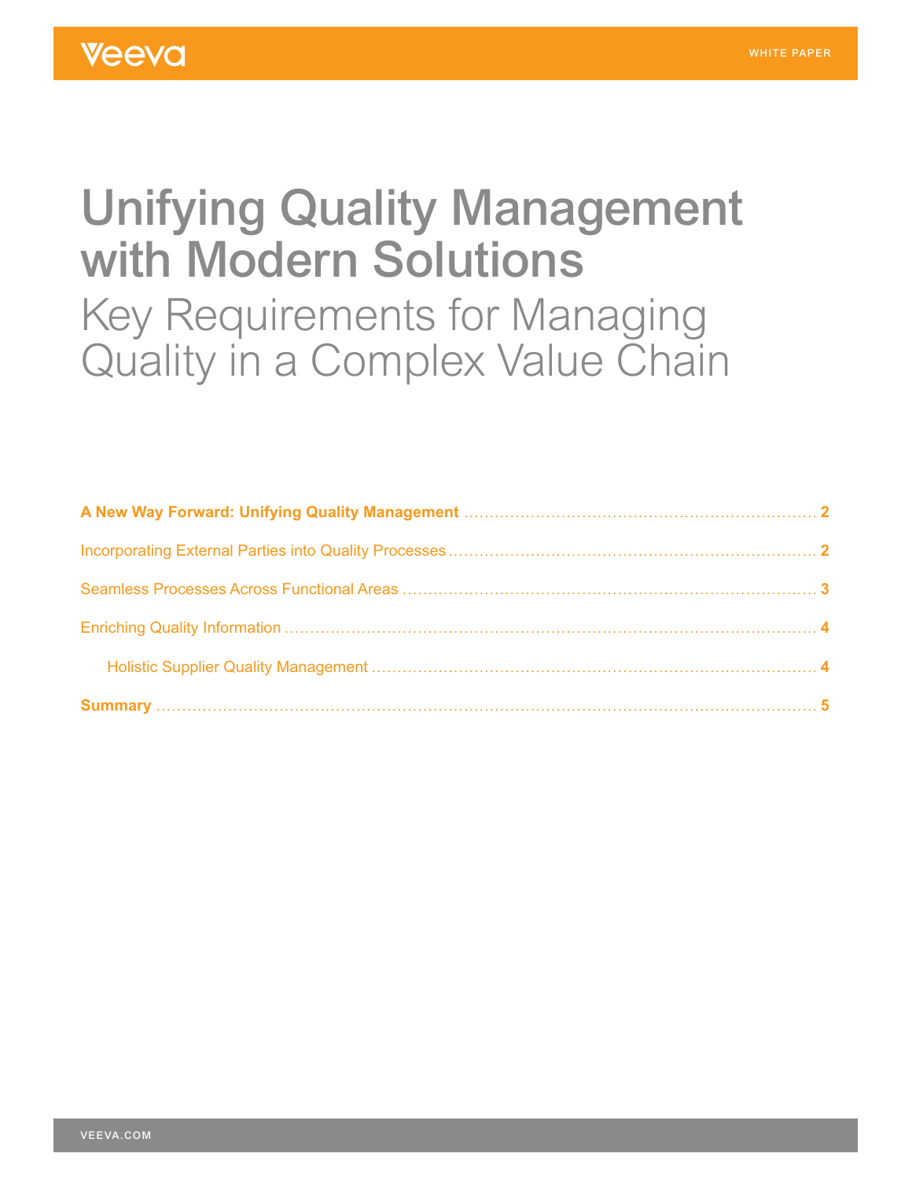# Unifying Quality Management with Modern Solutions

## Key Requirements for Managing Quality in a Complex Value Chain

**A New Way Forward: Unifying Quality Management** .......... **2**

Incorporating External Parties into Quality Processes .......... **2**

Seamless Processes Across Functional Areas .......... **3**

Enriching Quality Information .......... **4**

- Holistic Supplier Quality Management .......... **4**

**Summary** .......... **5**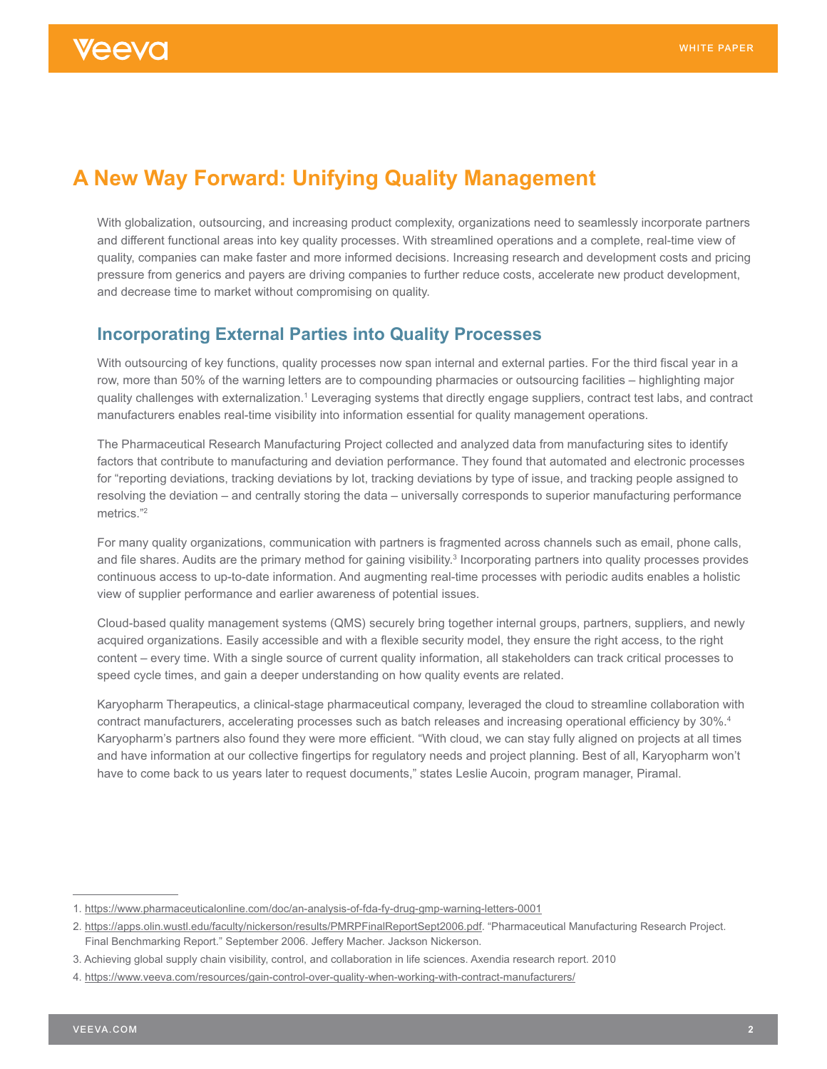# A New Way Forward: Unifying Quality Management

With globalization, outsourcing, and increasing product complexity, organizations need to seamlessly incorporate partners and different functional areas into key quality processes. With streamlined operations and a complete, real-time view of quality, companies can make faster and more informed decisions. Increasing research and development costs and pricing pressure from generics and payers are driving companies to further reduce costs, accelerate new product development, and decrease time to market without compromising on quality.

## Incorporating External Parties into Quality Processes

With outsourcing of key functions, quality processes now span internal and external parties. For the third fiscal year in a row, more than 50% of the warning letters are to compounding pharmacies or outsourcing facilities – highlighting major quality challenges with externalization.[1] Leveraging systems that directly engage suppliers, contract test labs, and contract manufacturers enables real-time visibility into information essential for quality management operations.

The Pharmaceutical Research Manufacturing Project collected and analyzed data from manufacturing sites to identify factors that contribute to manufacturing and deviation performance. They found that automated and electronic processes for "reporting deviations, tracking deviations by lot, tracking deviations by type of issue, and tracking people assigned to resolving the deviation – and centrally storing the data – universally corresponds to superior manufacturing performance metrics."[2]

For many quality organizations, communication with partners is fragmented across channels such as email, phone calls, and file shares. Audits are the primary method for gaining visibility.[3] Incorporating partners into quality processes provides continuous access to up-to-date information. And augmenting real-time processes with periodic audits enables a holistic view of supplier performance and earlier awareness of potential issues.

Cloud-based quality management systems (QMS) securely bring together internal groups, partners, suppliers, and newly acquired organizations. Easily accessible and with a flexible security model, they ensure the right access, to the right content – every time. With a single source of current quality information, all stakeholders can track critical processes to speed cycle times, and gain a deeper understanding on how quality events are related.

Karyopharm Therapeutics, a clinical-stage pharmaceutical company, leveraged the cloud to streamline collaboration with contract manufacturers, accelerating processes such as batch releases and increasing operational efficiency by 30%.[4] Karyopharm's partners also found they were more efficient. "With cloud, we can stay fully aligned on projects at all times and have information at our collective fingertips for regulatory needs and project planning. Best of all, Karyopharm won't have to come back to us years later to request documents," states Leslie Aucoin, program manager, Piramal.

---

1. https://www.pharmaceuticalonline.com/doc/an-analysis-of-fda-fy-drug-gmp-warning-letters-0001
2. https://apps.olin.wustl.edu/faculty/nickerson/results/PMRPFinalReportSept2006.pdf. "Pharmaceutical Manufacturing Research Project. Final Benchmarking Report." September 2006. Jeffery Macher. Jackson Nickerson.
3. Achieving global supply chain visibility, control, and collaboration in life sciences. Axendia research report. 2010
4. https://www.veeva.com/resources/gain-control-over-quality-when-working-with-contract-manufacturers/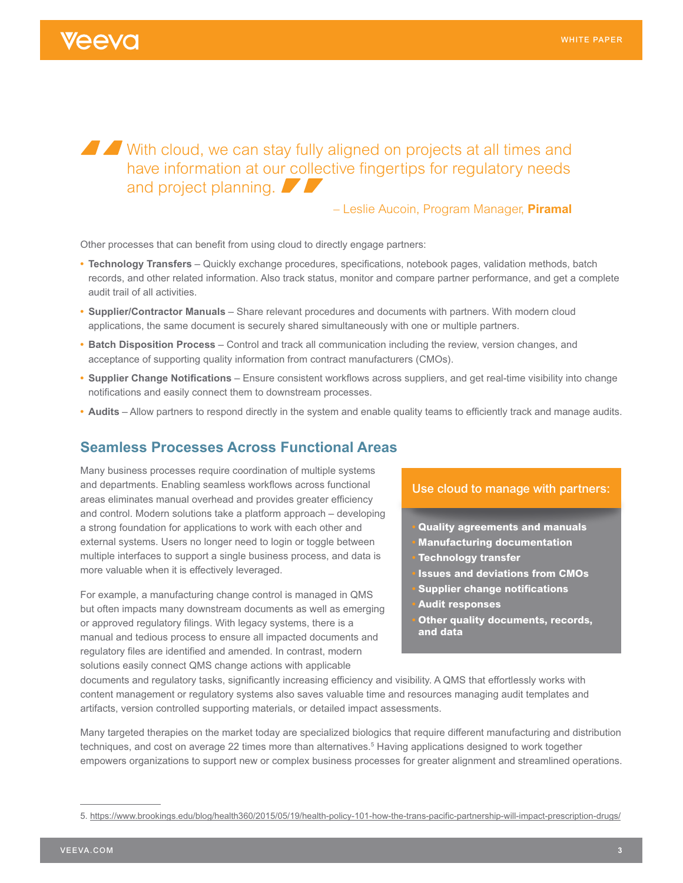> With cloud, we can stay fully aligned on projects at all times and have information at our collective fingertips for regulatory needs and project planning.
>
> – Leslie Aucoin, Program Manager, **Piramal**

Other processes that can benefit from using cloud to directly engage partners:

- **Technology Transfers** – Quickly exchange procedures, specifications, notebook pages, validation methods, batch records, and other related information. Also track status, monitor and compare partner performance, and get a complete audit trail of all activities.
- **Supplier/Contractor Manuals** – Share relevant procedures and documents with partners. With modern cloud applications, the same document is securely shared simultaneously with one or multiple partners.
- **Batch Disposition Process** – Control and track all communication including the review, version changes, and acceptance of supporting quality information from contract manufacturers (CMOs).
- **Supplier Change Notifications** – Ensure consistent workflows across suppliers, and get real-time visibility into change notifications and easily connect them to downstream processes.
- **Audits** – Allow partners to respond directly in the system and enable quality teams to efficiently track and manage audits.

## Seamless Processes Across Functional Areas

Many business processes require coordination of multiple systems and departments. Enabling seamless workflows across functional areas eliminates manual overhead and provides greater efficiency and control. Modern solutions take a platform approach – developing a strong foundation for applications to work with each other and external systems. Users no longer need to login or toggle between multiple interfaces to support a single business process, and data is more valuable when it is effectively leveraged.

**Use cloud to manage with partners:**

- **Quality agreements and manuals**
- **Manufacturing documentation**
- **Technology transfer**
- **Issues and deviations from CMOs**
- **Supplier change notifications**
- **Audit responses**
- **Other quality documents, records, and data**

For example, a manufacturing change control is managed in QMS but often impacts many downstream documents as well as emerging or approved regulatory filings. With legacy systems, there is a manual and tedious process to ensure all impacted documents and regulatory files are identified and amended. In contrast, modern solutions easily connect QMS change actions with applicable documents and regulatory tasks, significantly increasing efficiency and visibility. A QMS that effortlessly works with content management or regulatory systems also saves valuable time and resources managing audit templates and artifacts, version controlled supporting materials, or detailed impact assessments.

Many targeted therapies on the market today are specialized biologics that require different manufacturing and distribution techniques, and cost on average 22 times more than alternatives.[5] Having applications designed to work together empowers organizations to support new or complex business processes for greater alignment and streamlined operations.

5. https://www.brookings.edu/blog/health360/2015/05/19/health-policy-101-how-the-trans-pacific-partnership-will-impact-prescription-drugs/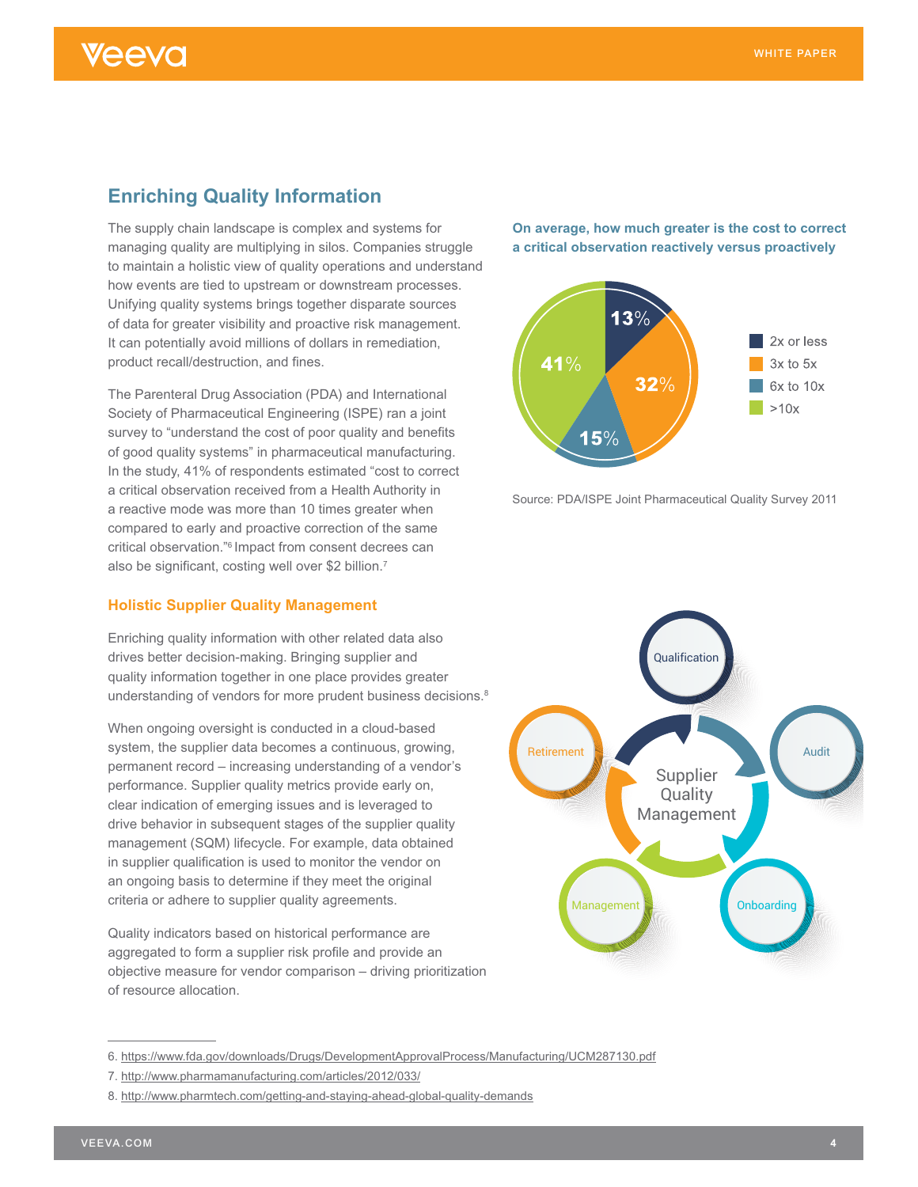## Enriching Quality Information

The supply chain landscape is complex and systems for managing quality are multiplying in silos. Companies struggle to maintain a holistic view of quality operations and understand how events are tied to upstream or downstream processes. Unifying quality systems brings together disparate sources of data for greater visibility and proactive risk management. It can potentially avoid millions of dollars in remediation, product recall/destruction, and fines.

The Parenteral Drug Association (PDA) and International Society of Pharmaceutical Engineering (ISPE) ran a joint survey to "understand the cost of poor quality and benefits of good quality systems" in pharmaceutical manufacturing. In the study, 41% of respondents estimated "cost to correct a critical observation received from a Health Authority in a reactive mode was more than 10 times greater when compared to early and proactive correction of the same critical observation."[6] Impact from consent decrees can also be significant, costing well over $2 billion.[7]

**On average, how much greater is the cost to correct a critical observation reactively versus proactively**

| Cost multiple | Share |
|---|---|
| 2x or less | 13% |
| 3x to 5x | 32% |
| 6x to 10x | 15% |
| >10x | 41% |

Source: PDA/ISPE Joint Pharmaceutical Quality Survey 2011

### Holistic Supplier Quality Management

Enriching quality information with other related data also drives better decision-making. Bringing supplier and quality information together in one place provides greater understanding of vendors for more prudent business decisions.[8]

When ongoing oversight is conducted in a cloud-based system, the supplier data becomes a continuous, growing, permanent record – increasing understanding of a vendor's performance. Supplier quality metrics provide early on, clear indication of emerging issues and is leveraged to drive behavior in subsequent stages of the supplier quality management (SQM) lifecycle. For example, data obtained in supplier qualification is used to monitor the vendor on an ongoing basis to determine if they meet the original criteria or adhere to supplier quality agreements.

Quality indicators based on historical performance are aggregated to form a supplier risk profile and provide an objective measure for vendor comparison – driving prioritization of resource allocation.

Supplier Quality Management: Qualification → Audit → Onboarding → Management → Retirement

---

6. https://www.fda.gov/downloads/Drugs/DevelopmentApprovalProcess/Manufacturing/UCM287130.pdf
7. http://www.pharmamanufacturing.com/articles/2012/033/
8. http://www.pharmtech.com/getting-and-staying-ahead-global-quality-demands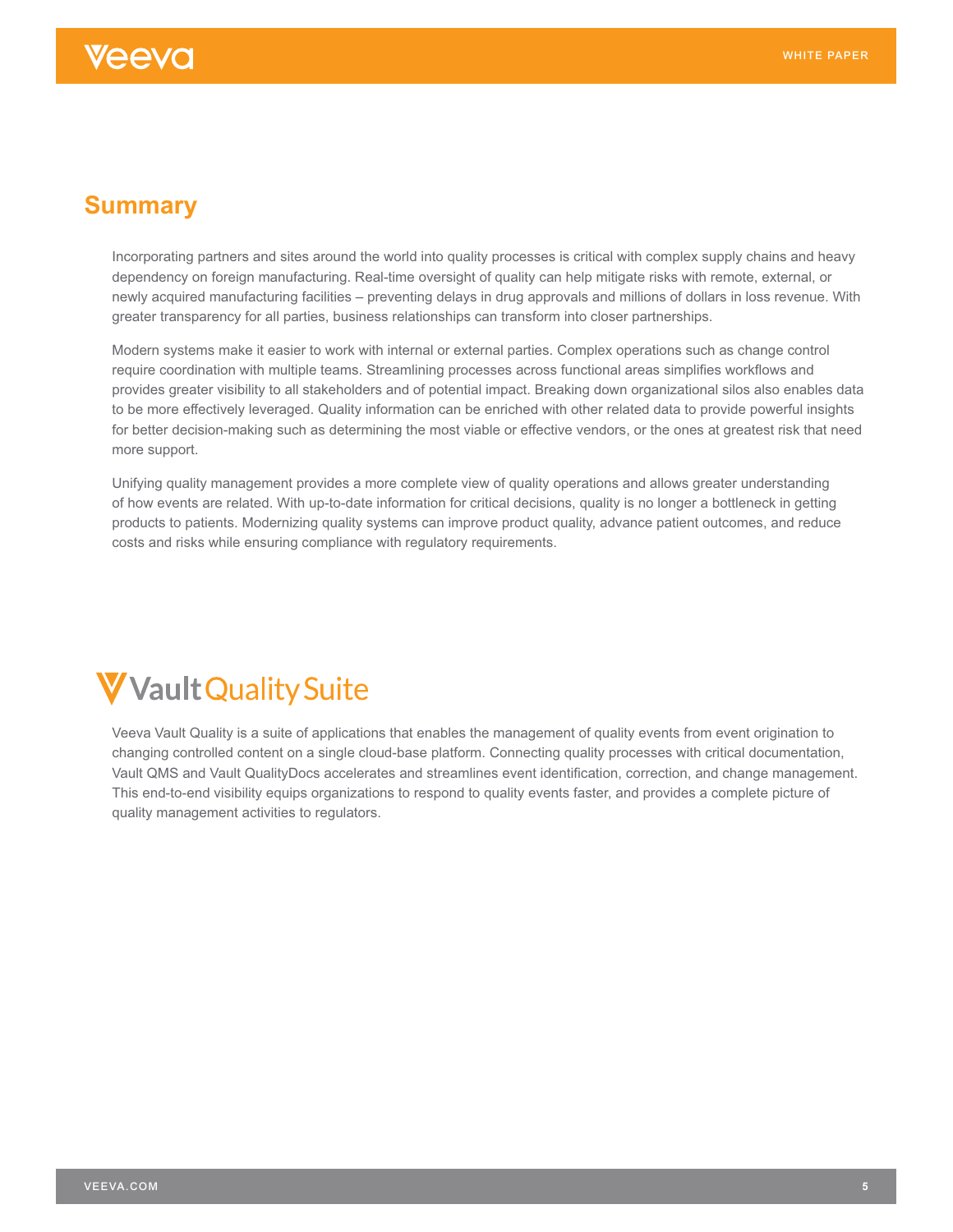## Summary

Incorporating partners and sites around the world into quality processes is critical with complex supply chains and heavy dependency on foreign manufacturing. Real-time oversight of quality can help mitigate risks with remote, external, or newly acquired manufacturing facilities – preventing delays in drug approvals and millions of dollars in loss revenue. With greater transparency for all parties, business relationships can transform into closer partnerships.

Modern systems make it easier to work with internal or external parties. Complex operations such as change control require coordination with multiple teams. Streamlining processes across functional areas simplifies workflows and provides greater visibility to all stakeholders and of potential impact. Breaking down organizational silos also enables data to be more effectively leveraged. Quality information can be enriched with other related data to provide powerful insights for better decision-making such as determining the most viable or effective vendors, or the ones at greatest risk that need more support.

Unifying quality management provides a more complete view of quality operations and allows greater understanding of how events are related. With up-to-date information for critical decisions, quality is no longer a bottleneck in getting products to patients. Modernizing quality systems can improve product quality, advance patient outcomes, and reduce costs and risks while ensuring compliance with regulatory requirements.

## Vault Quality Suite

Veeva Vault Quality is a suite of applications that enables the management of quality events from event origination to changing controlled content on a single cloud-base platform. Connecting quality processes with critical documentation, Vault QMS and Vault QualityDocs accelerates and streamlines event identification, correction, and change management. This end-to-end visibility equips organizations to respond to quality events faster, and provides a complete picture of quality management activities to regulators.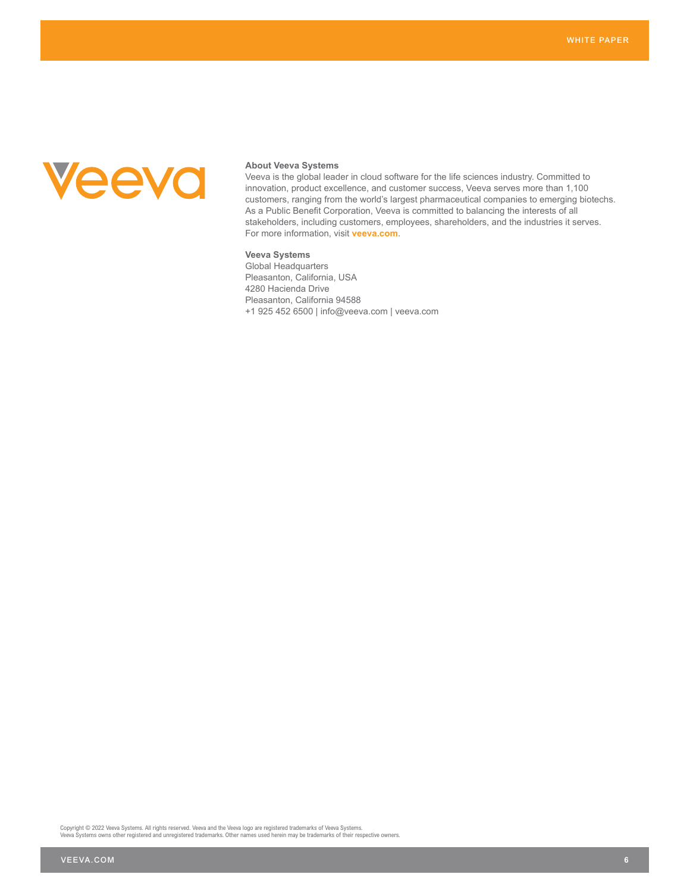**About Veeva Systems**
Veeva is the global leader in cloud software for the life sciences industry. Committed to innovation, product excellence, and customer success, Veeva serves more than 1,100 customers, ranging from the world's largest pharmaceutical companies to emerging biotechs. As a Public Benefit Corporation, Veeva is committed to balancing the interests of all stakeholders, including customers, employees, shareholders, and the industries it serves. For more information, visit **veeva.com**.

**Veeva Systems**
Global Headquarters
Pleasanton, California, USA
4280 Hacienda Drive
Pleasanton, California 94588
+1 925 452 6500 | info@veeva.com | veeva.com

Copyright © 2022 Veeva Systems. All rights reserved. Veeva and the Veeva logo are registered trademarks of Veeva Systems.
Veeva Systems owns other registered and unregistered trademarks. Other names used herein may be trademarks of their respective owners.